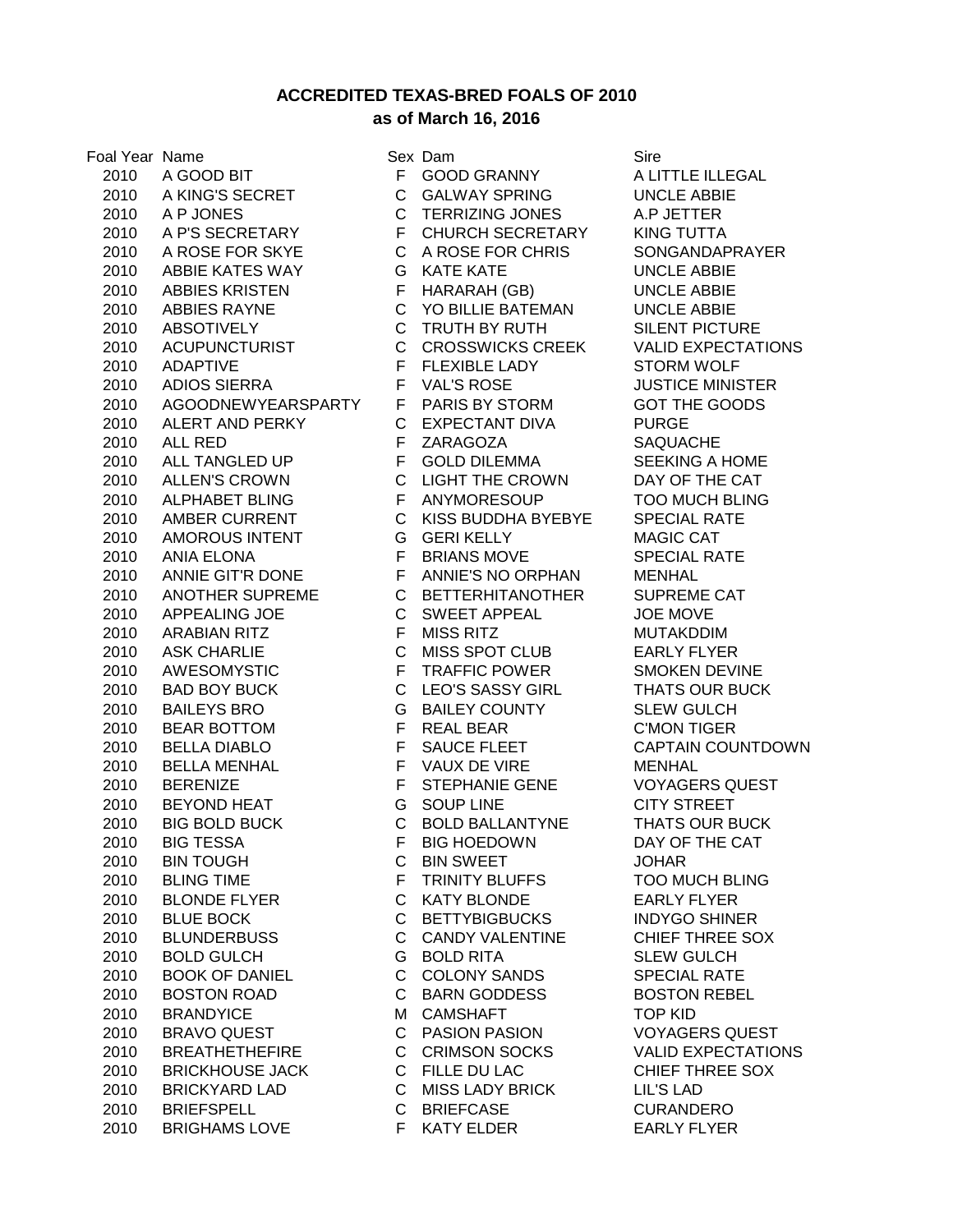## ACCREDITED TEXAS-BRED FOALS OF 2010
## as of March 16, 2016

| Foal Year | Name | Sex | Dam | Sire |
|---|---|---|---|---|
| 2010 | A GOOD BIT | F | GOOD GRANNY | A LITTLE ILLEGAL |
| 2010 | A KING'S SECRET | C | GALWAY SPRING | UNCLE ABBIE |
| 2010 | A P JONES | C | TERRIZING JONES | A.P JETTER |
| 2010 | A P'S SECRETARY | F | CHURCH SECRETARY | KING TUTTA |
| 2010 | A ROSE FOR SKYE | C | A ROSE FOR CHRIS | SONGANDAPRAYER |
| 2010 | ABBIE KATES WAY | G | KATE KATE | UNCLE ABBIE |
| 2010 | ABBIES KRISTEN | F | HARARAH (GB) | UNCLE ABBIE |
| 2010 | ABBIES RAYNE | C | YO BILLIE BATEMAN | UNCLE ABBIE |
| 2010 | ABSOTIVELY | C | TRUTH BY RUTH | SILENT PICTURE |
| 2010 | ACUPUNCTURIST | C | CROSSWICKS CREEK | VALID EXPECTATIONS |
| 2010 | ADAPTIVE | F | FLEXIBLE LADY | STORM WOLF |
| 2010 | ADIOS SIERRA | F | VAL'S ROSE | JUSTICE MINISTER |
| 2010 | AGOODNEWYEARSPARTY | F | PARIS BY STORM | GOT THE GOODS |
| 2010 | ALERT AND PERKY | C | EXPECTANT DIVA | PURGE |
| 2010 | ALL RED | F | ZARAGOZA | SAQUACHE |
| 2010 | ALL TANGLED UP | F | GOLD DILEMMA | SEEKING A HOME |
| 2010 | ALLEN'S CROWN | C | LIGHT THE CROWN | DAY OF THE CAT |
| 2010 | ALPHABET BLING | F | ANYMORESOUP | TOO MUCH BLING |
| 2010 | AMBER CURRENT | C | KISS BUDDHA BYEBYE | SPECIAL RATE |
| 2010 | AMOROUS INTENT | G | GERI KELLY | MAGIC CAT |
| 2010 | ANIA ELONA | F | BRIANS MOVE | SPECIAL RATE |
| 2010 | ANNIE GIT'R DONE | F | ANNIE'S NO ORPHAN | MENHAL |
| 2010 | ANOTHER SUPREME | C | BETTERHITANOTHER | SUPREME CAT |
| 2010 | APPEALING JOE | C | SWEET APPEAL | JOE MOVE |
| 2010 | ARABIAN RITZ | F | MISS RITZ | MUTAKDDIM |
| 2010 | ASK CHARLIE | C | MISS SPOT CLUB | EARLY FLYER |
| 2010 | AWESOMYSTIC | F | TRAFFIC POWER | SMOKEN DEVINE |
| 2010 | BAD BOY BUCK | C | LEO'S SASSY GIRL | THATS OUR BUCK |
| 2010 | BAILEYS BRO | G | BAILEY COUNTY | SLEW GULCH |
| 2010 | BEAR BOTTOM | F | REAL BEAR | C'MON TIGER |
| 2010 | BELLA DIABLO | F | SAUCE FLEET | CAPTAIN COUNTDOWN |
| 2010 | BELLA MENHAL | F | VAUX DE VIRE | MENHAL |
| 2010 | BERENIZE | F | STEPHANIE GENE | VOYAGERS QUEST |
| 2010 | BEYOND HEAT | G | SOUP LINE | CITY STREET |
| 2010 | BIG BOLD BUCK | C | BOLD BALLANTYNE | THATS OUR BUCK |
| 2010 | BIG TESSA | F | BIG HOEDOWN | DAY OF THE CAT |
| 2010 | BIN TOUGH | C | BIN SWEET | JOHAR |
| 2010 | BLING TIME | F | TRINITY BLUFFS | TOO MUCH BLING |
| 2010 | BLONDE FLYER | C | KATY BLONDE | EARLY FLYER |
| 2010 | BLUE BOCK | C | BETTYBIGBUCKS | INDYGO SHINER |
| 2010 | BLUNDERBUSS | C | CANDY VALENTINE | CHIEF THREE SOX |
| 2010 | BOLD GULCH | G | BOLD RITA | SLEW GULCH |
| 2010 | BOOK OF DANIEL | C | COLONY SANDS | SPECIAL RATE |
| 2010 | BOSTON ROAD | C | BARN GODDESS | BOSTON REBEL |
| 2010 | BRANDYICE | M | CAMSHAFT | TOP KID |
| 2010 | BRAVO QUEST | C | PASION PASION | VOYAGERS QUEST |
| 2010 | BREATHETHEFIRE | C | CRIMSON SOCKS | VALID EXPECTATIONS |
| 2010 | BRICKHOUSE JACK | C | FILLE DU LAC | CHIEF THREE SOX |
| 2010 | BRICKYARD LAD | C | MISS LADY BRICK | LIL'S LAD |
| 2010 | BRIEFSPELL | C | BRIEFCASE | CURANDERO |
| 2010 | BRIGHAMS LOVE | F | KATY ELDER | EARLY FLYER |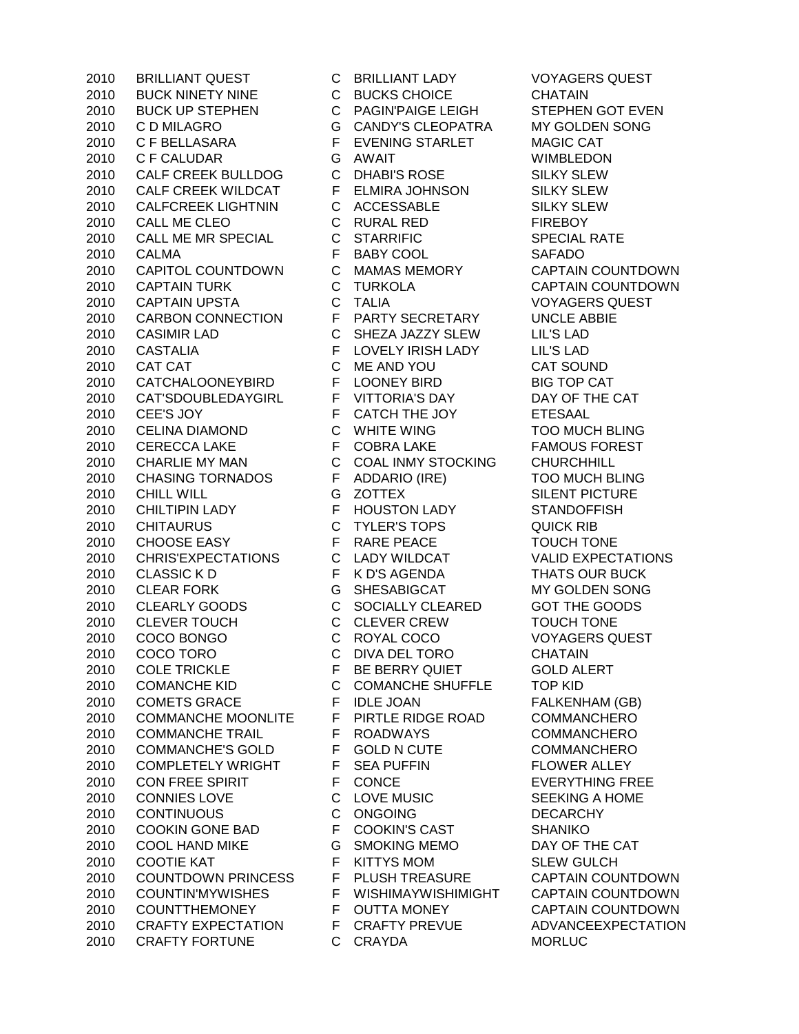| | | | | |
|---|---|---|---|---|
| 2010 | BRILLIANT QUEST | C | BRILLIANT LADY | VOYAGERS QUEST |
| 2010 | BUCK NINETY NINE | C | BUCKS CHOICE | CHATAIN |
| 2010 | BUCK UP STEPHEN | C | PAGIN'PAIGE LEIGH | STEPHEN GOT EVEN |
| 2010 | C D MILAGRO | G | CANDY'S CLEOPATRA | MY GOLDEN SONG |
| 2010 | C F BELLASARA | F | EVENING STARLET | MAGIC CAT |
| 2010 | C F CALUDAR | G | AWAIT | WIMBLEDON |
| 2010 | CALF CREEK BULLDOG | C | DHABI'S ROSE | SILKY SLEW |
| 2010 | CALF CREEK WILDCAT | F | ELMIRA JOHNSON | SILKY SLEW |
| 2010 | CALFCREEK LIGHTNIN | C | ACCESSABLE | SILKY SLEW |
| 2010 | CALL ME CLEO | C | RURAL RED | FIREBOY |
| 2010 | CALL ME MR SPECIAL | C | STARRIFIC | SPECIAL RATE |
| 2010 | CALMA | F | BABY COOL | SAFADO |
| 2010 | CAPITOL COUNTDOWN | C | MAMAS MEMORY | CAPTAIN COUNTDOWN |
| 2010 | CAPTAIN TURK | C | TURKOLA | CAPTAIN COUNTDOWN |
| 2010 | CAPTAIN UPSTA | C | TALIA | VOYAGERS QUEST |
| 2010 | CARBON CONNECTION | F | PARTY SECRETARY | UNCLE ABBIE |
| 2010 | CASIMIR LAD | C | SHEZA JAZZY SLEW | LIL'S LAD |
| 2010 | CASTALIA | F | LOVELY IRISH LADY | LIL'S LAD |
| 2010 | CAT CAT | C | ME AND YOU | CAT SOUND |
| 2010 | CATCHALOONEYBIRD | F | LOONEY BIRD | BIG TOP CAT |
| 2010 | CAT'SDOUBLEDAYGIRL | F | VITTORIA'S DAY | DAY OF THE CAT |
| 2010 | CEE'S JOY | F | CATCH THE JOY | ETESAAL |
| 2010 | CELINA DIAMOND | C | WHITE WING | TOO MUCH BLING |
| 2010 | CERECCA LAKE | F | COBRA LAKE | FAMOUS FOREST |
| 2010 | CHARLIE MY MAN | C | COAL INMY STOCKING | CHURCHHILL |
| 2010 | CHASING TORNADOS | F | ADDARIO (IRE) | TOO MUCH BLING |
| 2010 | CHILL WILL | G | ZOTTEX | SILENT PICTURE |
| 2010 | CHILTIPIN LADY | F | HOUSTON LADY | STANDOFFISH |
| 2010 | CHITAURUS | C | TYLER'S TOPS | QUICK RIB |
| 2010 | CHOOSE EASY | F | RARE PEACE | TOUCH TONE |
| 2010 | CHRIS'EXPECTATIONS | C | LADY WILDCAT | VALID EXPECTATIONS |
| 2010 | CLASSIC K D | F | K D'S AGENDA | THATS OUR BUCK |
| 2010 | CLEAR FORK | G | SHESABIGCAT | MY GOLDEN SONG |
| 2010 | CLEARLY GOODS | C | SOCIALLY CLEARED | GOT THE GOODS |
| 2010 | CLEVER TOUCH | C | CLEVER CREW | TOUCH TONE |
| 2010 | COCO BONGO | C | ROYAL COCO | VOYAGERS QUEST |
| 2010 | COCO TORO | C | DIVA DEL TORO | CHATAIN |
| 2010 | COLE TRICKLE | F | BE BERRY QUIET | GOLD ALERT |
| 2010 | COMANCHE KID | C | COMANCHE SHUFFLE | TOP KID |
| 2010 | COMETS GRACE | F | IDLE JOAN | FALKENHAM (GB) |
| 2010 | COMMANCHE MOONLITE | F | PIRTLE RIDGE ROAD | COMMANCHERO |
| 2010 | COMMANCHE TRAIL | F | ROADWAYS | COMMANCHERO |
| 2010 | COMMANCHE'S GOLD | F | GOLD N CUTE | COMMANCHERO |
| 2010 | COMPLETELY WRIGHT | F | SEA PUFFIN | FLOWER ALLEY |
| 2010 | CON FREE SPIRIT | F | CONCE | EVERYTHING FREE |
| 2010 | CONNIES LOVE | C | LOVE MUSIC | SEEKING A HOME |
| 2010 | CONTINUOUS | C | ONGOING | DECARCHY |
| 2010 | COOKIN GONE BAD | F | COOKIN'S CAST | SHANIKO |
| 2010 | COOL HAND MIKE | G | SMOKING MEMO | DAY OF THE CAT |
| 2010 | COOTIE KAT | F | KITTYS MOM | SLEW GULCH |
| 2010 | COUNTDOWN PRINCESS | F | PLUSH TREASURE | CAPTAIN COUNTDOWN |
| 2010 | COUNTIN'MYWISHES | F | WISHIMAYWISHIMIGHT | CAPTAIN COUNTDOWN |
| 2010 | COUNTTHEMONEY | F | OUTTA MONEY | CAPTAIN COUNTDOWN |
| 2010 | CRAFTY EXPECTATION | F | CRAFTY PREVUE | ADVANCEEXPECTATION |
| 2010 | CRAFTY FORTUNE | C | CRAYDA | MORLUC |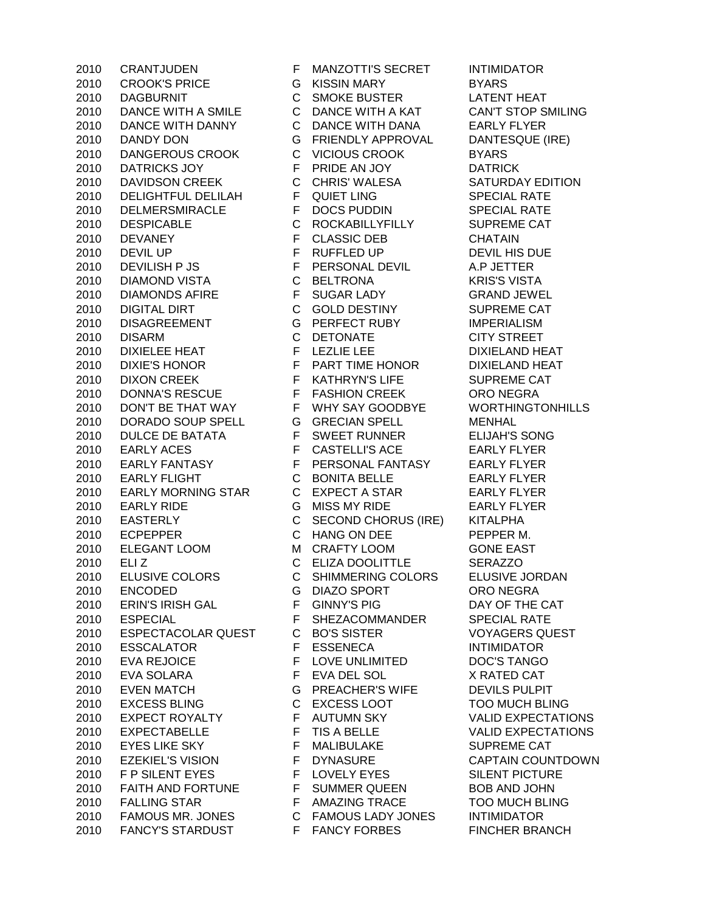| | | | | |
|---|---|---|---|---|
| 2010 | CRANTJUDEN | F | MANZOTTI'S SECRET | INTIMIDATOR |
| 2010 | CROOK'S PRICE | G | KISSIN MARY | BYARS |
| 2010 | DAGBURNIT | C | SMOKE BUSTER | LATENT HEAT |
| 2010 | DANCE WITH A SMILE | C | DANCE WITH A KAT | CAN'T STOP SMILING |
| 2010 | DANCE WITH DANNY | C | DANCE WITH DANA | EARLY FLYER |
| 2010 | DANDY DON | G | FRIENDLY APPROVAL | DANTESQUE (IRE) |
| 2010 | DANGEROUS CROOK | C | VICIOUS CROOK | BYARS |
| 2010 | DATRICKS JOY | F | PRIDE AN JOY | DATRICK |
| 2010 | DAVIDSON CREEK | C | CHRIS' WALESA | SATURDAY EDITION |
| 2010 | DELIGHTFUL DELILAH | F | QUIET LING | SPECIAL RATE |
| 2010 | DELMERSMIRACLE | F | DOCS PUDDIN | SPECIAL RATE |
| 2010 | DESPICABLE | C | ROCKABILLYFILLY | SUPREME CAT |
| 2010 | DEVANEY | F | CLASSIC DEB | CHATAIN |
| 2010 | DEVIL UP | F | RUFFLED UP | DEVIL HIS DUE |
| 2010 | DEVILISH P JS | F | PERSONAL DEVIL | A.P JETTER |
| 2010 | DIAMOND VISTA | C | BELTRONA | KRIS'S VISTA |
| 2010 | DIAMONDS AFIRE | F | SUGAR LADY | GRAND JEWEL |
| 2010 | DIGITAL DIRT | C | GOLD DESTINY | SUPREME CAT |
| 2010 | DISAGREEMENT | G | PERFECT RUBY | IMPERIALISM |
| 2010 | DISARM | C | DETONATE | CITY STREET |
| 2010 | DIXIELEE HEAT | F | LEZLIE LEE | DIXIELAND HEAT |
| 2010 | DIXIE'S HONOR | F | PART TIME HONOR | DIXIELAND HEAT |
| 2010 | DIXON CREEK | F | KATHRYN'S LIFE | SUPREME CAT |
| 2010 | DONNA'S RESCUE | F | FASHION CREEK | ORO NEGRA |
| 2010 | DON'T BE THAT WAY | F | WHY SAY GOODBYE | WORTHINGTONHILLS |
| 2010 | DORADO SOUP SPELL | G | GRECIAN SPELL | MENHAL |
| 2010 | DULCE DE BATATA | F | SWEET RUNNER | ELIJAH'S SONG |
| 2010 | EARLY ACES | F | CASTELLI'S ACE | EARLY FLYER |
| 2010 | EARLY FANTASY | F | PERSONAL FANTASY | EARLY FLYER |
| 2010 | EARLY FLIGHT | C | BONITA BELLE | EARLY FLYER |
| 2010 | EARLY MORNING STAR | C | EXPECT A STAR | EARLY FLYER |
| 2010 | EARLY RIDE | G | MISS MY RIDE | EARLY FLYER |
| 2010 | EASTERLY | C | SECOND CHORUS (IRE) | KITALPHA |
| 2010 | ECPEPPER | C | HANG ON DEE | PEPPER M. |
| 2010 | ELEGANT LOOM | M | CRAFTY LOOM | GONE EAST |
| 2010 | ELI Z | C | ELIZA DOOLITTLE | SERAZZO |
| 2010 | ELUSIVE COLORS | C | SHIMMERING COLORS | ELUSIVE JORDAN |
| 2010 | ENCODED | G | DIAZO SPORT | ORO NEGRA |
| 2010 | ERIN'S IRISH GAL | F | GINNY'S PIG | DAY OF THE CAT |
| 2010 | ESPECIAL | F | SHEZACOMMANDER | SPECIAL RATE |
| 2010 | ESPECTACOLAR QUEST | C | BO'S SISTER | VOYAGERS QUEST |
| 2010 | ESSCALATOR | F | ESSENECA | INTIMIDATOR |
| 2010 | EVA REJOICE | F | LOVE UNLIMITED | DOC'S TANGO |
| 2010 | EVA SOLARA | F | EVA DEL SOL | X RATED CAT |
| 2010 | EVEN MATCH | G | PREACHER'S WIFE | DEVILS PULPIT |
| 2010 | EXCESS BLING | C | EXCESS LOOT | TOO MUCH BLING |
| 2010 | EXPECT ROYALTY | F | AUTUMN SKY | VALID EXPECTATIONS |
| 2010 | EXPECTABELLE | F | TIS A BELLE | VALID EXPECTATIONS |
| 2010 | EYES LIKE SKY | F | MALIBULAKE | SUPREME CAT |
| 2010 | EZEKIEL'S VISION | F | DYNASURE | CAPTAIN COUNTDOWN |
| 2010 | F P SILENT EYES | F | LOVELY EYES | SILENT PICTURE |
| 2010 | FAITH AND FORTUNE | F | SUMMER QUEEN | BOB AND JOHN |
| 2010 | FALLING STAR | F | AMAZING TRACE | TOO MUCH BLING |
| 2010 | FAMOUS MR. JONES | C | FAMOUS LADY JONES | INTIMIDATOR |
| 2010 | FANCY'S STARDUST | F | FANCY FORBES | FINCHER BRANCH |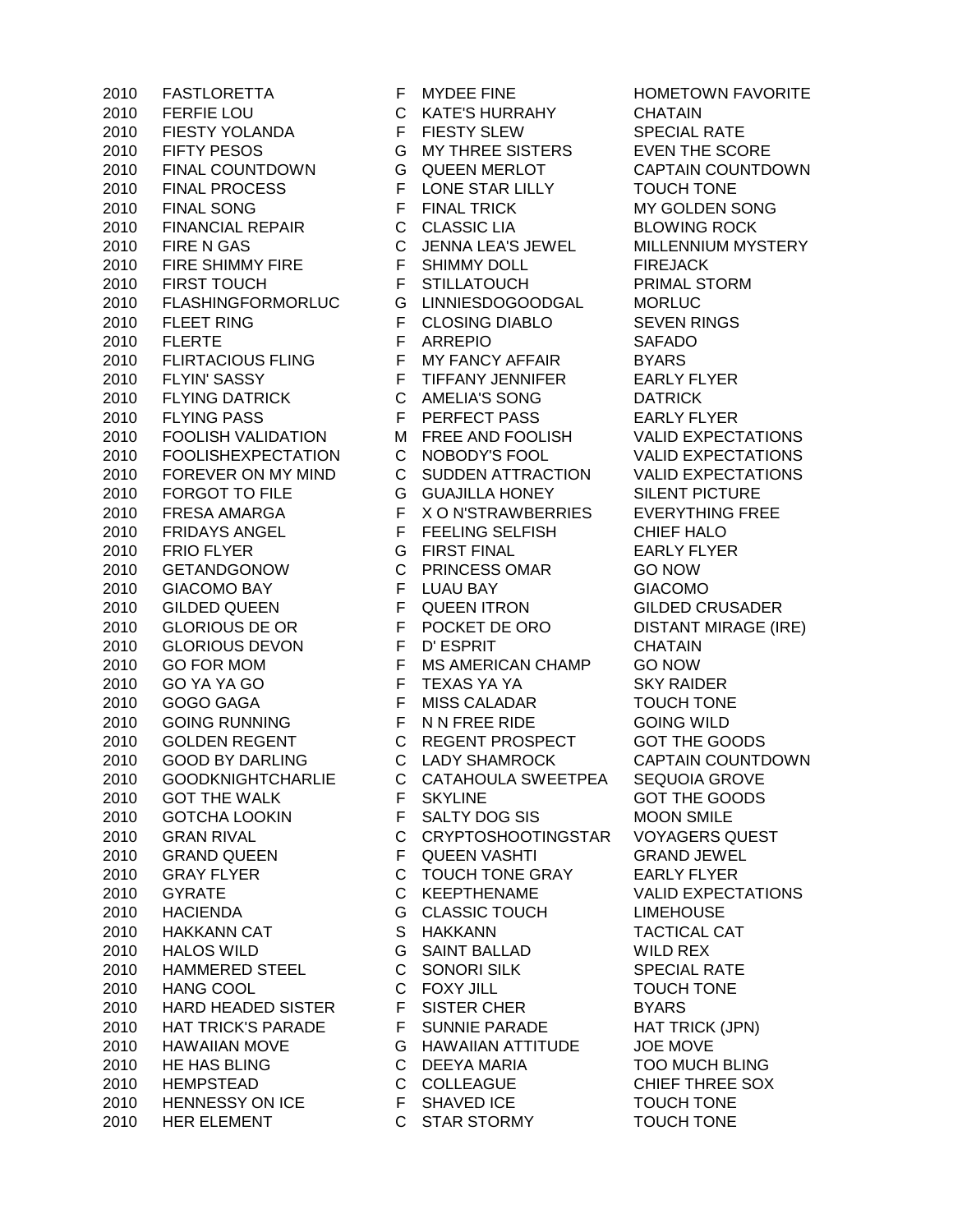| | | | | |
|---|---|---|---|---|
| 2010 | FASTLORETTA | F | MYDEE FINE | HOMETOWN FAVORITE |
| 2010 | FERFIE LOU | C | KATE'S HURRAHY | CHATAIN |
| 2010 | FIESTY YOLANDA | F | FIESTY SLEW | SPECIAL RATE |
| 2010 | FIFTY PESOS | G | MY THREE SISTERS | EVEN THE SCORE |
| 2010 | FINAL COUNTDOWN | G | QUEEN MERLOT | CAPTAIN COUNTDOWN |
| 2010 | FINAL PROCESS | F | LONE STAR LILLY | TOUCH TONE |
| 2010 | FINAL SONG | F | FINAL TRICK | MY GOLDEN SONG |
| 2010 | FINANCIAL REPAIR | C | CLASSIC LIA | BLOWING ROCK |
| 2010 | FIRE N GAS | C | JENNA LEA'S JEWEL | MILLENNIUM MYSTERY |
| 2010 | FIRE SHIMMY FIRE | F | SHIMMY DOLL | FIREJACK |
| 2010 | FIRST TOUCH | F | STILLATOUCH | PRIMAL STORM |
| 2010 | FLASHINGFORMORLUC | G | LINNIESDOGOODGAL | MORLUC |
| 2010 | FLEET RING | F | CLOSING DIABLO | SEVEN RINGS |
| 2010 | FLERTE | F | ARREPIO | SAFADO |
| 2010 | FLIRTACIOUS FLING | F | MY FANCY AFFAIR | BYARS |
| 2010 | FLYIN' SASSY | F | TIFFANY JENNIFER | EARLY FLYER |
| 2010 | FLYING DATRICK | C | AMELIA'S SONG | DATRICK |
| 2010 | FLYING PASS | F | PERFECT PASS | EARLY FLYER |
| 2010 | FOOLISH VALIDATION | M | FREE AND FOOLISH | VALID EXPECTATIONS |
| 2010 | FOOLISHEXPECTATION | C | NOBODY'S FOOL | VALID EXPECTATIONS |
| 2010 | FOREVER ON MY MIND | C | SUDDEN ATTRACTION | VALID EXPECTATIONS |
| 2010 | FORGOT TO FILE | G | GUAJILLA HONEY | SILENT PICTURE |
| 2010 | FRESA AMARGA | F | X O N'STRAWBERRIES | EVERYTHING FREE |
| 2010 | FRIDAYS ANGEL | F | FEELING SELFISH | CHIEF HALO |
| 2010 | FRIO FLYER | G | FIRST FINAL | EARLY FLYER |
| 2010 | GETANDGONOW | C | PRINCESS OMAR | GO NOW |
| 2010 | GIACOMO BAY | F | LUAU BAY | GIACOMO |
| 2010 | GILDED QUEEN | F | QUEEN ITRON | GILDED CRUSADER |
| 2010 | GLORIOUS DE OR | F | POCKET DE ORO | DISTANT MIRAGE (IRE) |
| 2010 | GLORIOUS DEVON | F | D' ESPRIT | CHATAIN |
| 2010 | GO FOR MOM | F | MS AMERICAN CHAMP | GO NOW |
| 2010 | GO YA YA GO | F | TEXAS YA YA | SKY RAIDER |
| 2010 | GOGO GAGA | F | MISS CALADAR | TOUCH TONE |
| 2010 | GOING RUNNING | F | N N FREE RIDE | GOING WILD |
| 2010 | GOLDEN REGENT | C | REGENT PROSPECT | GOT THE GOODS |
| 2010 | GOOD BY DARLING | C | LADY SHAMROCK | CAPTAIN COUNTDOWN |
| 2010 | GOODKNIGHTCHARLIE | C | CATAHOULA SWEETPEA | SEQUOIA GROVE |
| 2010 | GOT THE WALK | F | SKYLINE | GOT THE GOODS |
| 2010 | GOTCHA LOOKIN | F | SALTY DOG SIS | MOON SMILE |
| 2010 | GRAN RIVAL | C | CRYPTOSHOOTINGSTAR | VOYAGERS QUEST |
| 2010 | GRAND QUEEN | F | QUEEN VASHTI | GRAND JEWEL |
| 2010 | GRAY FLYER | C | TOUCH TONE GRAY | EARLY FLYER |
| 2010 | GYRATE | C | KEEPTHENAME | VALID EXPECTATIONS |
| 2010 | HACIENDA | G | CLASSIC TOUCH | LIMEHOUSE |
| 2010 | HAKKANN CAT | S | HAKKANN | TACTICAL CAT |
| 2010 | HALOS WILD | G | SAINT BALLAD | WILD REX |
| 2010 | HAMMERED STEEL | C | SONORI SILK | SPECIAL RATE |
| 2010 | HANG COOL | C | FOXY JILL | TOUCH TONE |
| 2010 | HARD HEADED SISTER | F | SISTER CHER | BYARS |
| 2010 | HAT TRICK'S PARADE | F | SUNNIE PARADE | HAT TRICK (JPN) |
| 2010 | HAWAIIAN MOVE | G | HAWAIIAN ATTITUDE | JOE MOVE |
| 2010 | HE HAS BLING | C | DEEYA MARIA | TOO MUCH BLING |
| 2010 | HEMPSTEAD | C | COLLEAGUE | CHIEF THREE SOX |
| 2010 | HENNESSY ON ICE | F | SHAVED ICE | TOUCH TONE |
| 2010 | HER ELEMENT | C | STAR STORMY | TOUCH TONE |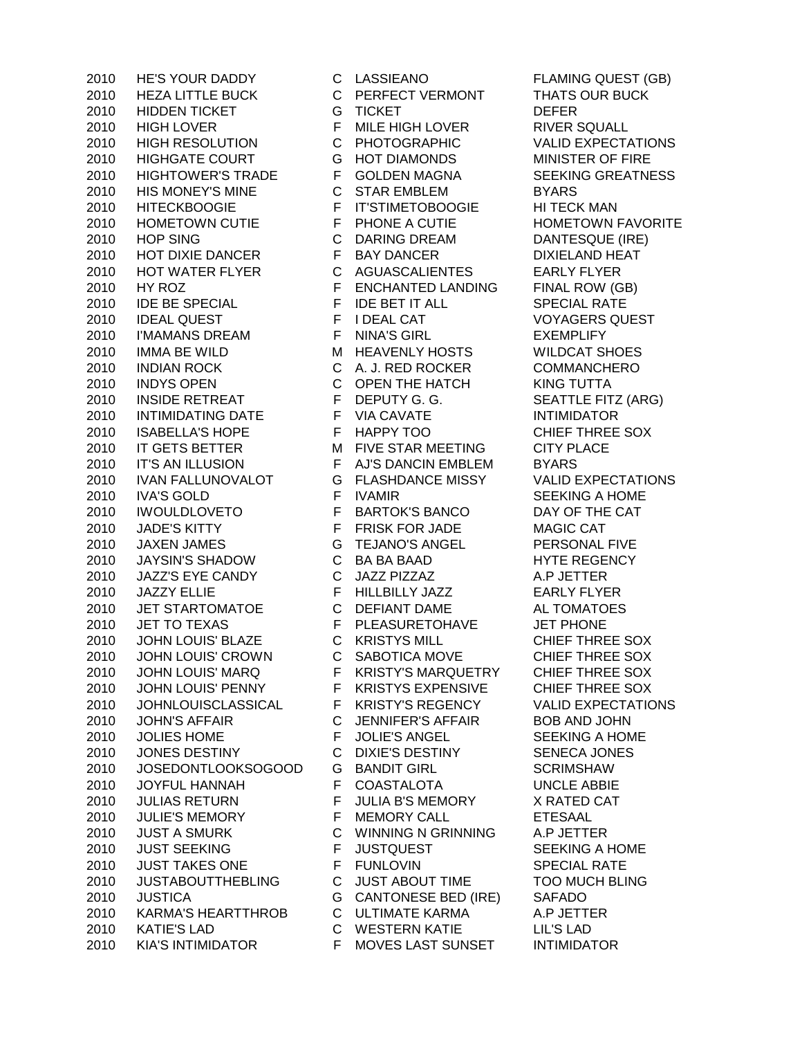| | | | | |
|---|---|---|---|---|
| 2010 | HE'S YOUR DADDY | C | LASSIEANO | FLAMING QUEST (GB) |
| 2010 | HEZA LITTLE BUCK | C | PERFECT VERMONT | THATS OUR BUCK |
| 2010 | HIDDEN TICKET | G | TICKET | DEFER |
| 2010 | HIGH LOVER | F | MILE HIGH LOVER | RIVER SQUALL |
| 2010 | HIGH RESOLUTION | C | PHOTOGRAPHIC | VALID EXPECTATIONS |
| 2010 | HIGHGATE COURT | G | HOT DIAMONDS | MINISTER OF FIRE |
| 2010 | HIGHTOWER'S TRADE | F | GOLDEN MAGNA | SEEKING GREATNESS |
| 2010 | HIS MONEY'S MINE | C | STAR EMBLEM | BYARS |
| 2010 | HITECKBOOGIE | F | IT'STIMETOBOOGIE | HI TECK MAN |
| 2010 | HOMETOWN CUTIE | F | PHONE A CUTIE | HOMETOWN FAVORITE |
| 2010 | HOP SING | C | DARING DREAM | DANTESQUE (IRE) |
| 2010 | HOT DIXIE DANCER | F | BAY DANCER | DIXIELAND HEAT |
| 2010 | HOT WATER FLYER | C | AGUASCALIENTES | EARLY FLYER |
| 2010 | HY ROZ | F | ENCHANTED LANDING | FINAL ROW (GB) |
| 2010 | IDE BE SPECIAL | F | IDE BET IT ALL | SPECIAL RATE |
| 2010 | IDEAL QUEST | F | I DEAL CAT | VOYAGERS QUEST |
| 2010 | I'MAMANS DREAM | F | NINA'S GIRL | EXEMPLIFY |
| 2010 | IMMA BE WILD | M | HEAVENLY HOSTS | WILDCAT SHOES |
| 2010 | INDIAN ROCK | C | A. J. RED ROCKER | COMMANCHERO |
| 2010 | INDYS OPEN | C | OPEN THE HATCH | KING TUTTA |
| 2010 | INSIDE RETREAT | F | DEPUTY G. G. | SEATTLE FITZ (ARG) |
| 2010 | INTIMIDATING DATE | F | VIA CAVATE | INTIMIDATOR |
| 2010 | ISABELLA'S HOPE | F | HAPPY TOO | CHIEF THREE SOX |
| 2010 | IT GETS BETTER | M | FIVE STAR MEETING | CITY PLACE |
| 2010 | IT'S AN ILLUSION | F | AJ'S DANCIN EMBLEM | BYARS |
| 2010 | IVAN FALLUNOVALOT | G | FLASHDANCE MISSY | VALID EXPECTATIONS |
| 2010 | IVA'S GOLD | F | IVAMIR | SEEKING A HOME |
| 2010 | IWOULDLOVETO | F | BARTOK'S BANCO | DAY OF THE CAT |
| 2010 | JADE'S KITTY | F | FRISK FOR JADE | MAGIC CAT |
| 2010 | JAXEN JAMES | G | TEJANO'S ANGEL | PERSONAL FIVE |
| 2010 | JAYSIN'S SHADOW | C | BA BA BAAD | HYTE REGENCY |
| 2010 | JAZZ'S EYE CANDY | C | JAZZ PIZZAZ | A.P JETTER |
| 2010 | JAZZY ELLIE | F | HILLBILLY JAZZ | EARLY FLYER |
| 2010 | JET STARTOMATOE | C | DEFIANT DAME | AL TOMATOES |
| 2010 | JET TO TEXAS | F | PLEASURETOHAVE | JET PHONE |
| 2010 | JOHN LOUIS' BLAZE | C | KRISTYS MILL | CHIEF THREE SOX |
| 2010 | JOHN LOUIS' CROWN | C | SABOTICA MOVE | CHIEF THREE SOX |
| 2010 | JOHN LOUIS' MARQ | F | KRISTY'S MARQUETRY | CHIEF THREE SOX |
| 2010 | JOHN LOUIS' PENNY | F | KRISTYS EXPENSIVE | CHIEF THREE SOX |
| 2010 | JOHNLOUISCLASSICAL | F | KRISTY'S REGENCY | VALID EXPECTATIONS |
| 2010 | JOHN'S AFFAIR | C | JENNIFER'S AFFAIR | BOB AND JOHN |
| 2010 | JOLIES HOME | F | JOLIE'S ANGEL | SEEKING A HOME |
| 2010 | JONES DESTINY | C | DIXIE'S DESTINY | SENECA JONES |
| 2010 | JOSEDONTLOOKSOGOOD | G | BANDIT GIRL | SCRIMSHAW |
| 2010 | JOYFUL HANNAH | F | COASTALOTA | UNCLE ABBIE |
| 2010 | JULIAS RETURN | F | JULIA B'S MEMORY | X RATED CAT |
| 2010 | JULIE'S MEMORY | F | MEMORY CALL | ETESAAL |
| 2010 | JUST A SMURK | C | WINNING N GRINNING | A.P JETTER |
| 2010 | JUST SEEKING | F | JUSTQUEST | SEEKING A HOME |
| 2010 | JUST TAKES ONE | F | FUNLOVIN | SPECIAL RATE |
| 2010 | JUSTABOUTTHEBLING | C | JUST ABOUT TIME | TOO MUCH BLING |
| 2010 | JUSTICA | G | CANTONESE BED (IRE) | SAFADO |
| 2010 | KARMA'S HEARTTHROB | C | ULTIMATE KARMA | A.P JETTER |
| 2010 | KATIE'S LAD | C | WESTERN KATIE | LIL'S LAD |
| 2010 | KIA'S INTIMIDATOR | F | MOVES LAST SUNSET | INTIMIDATOR |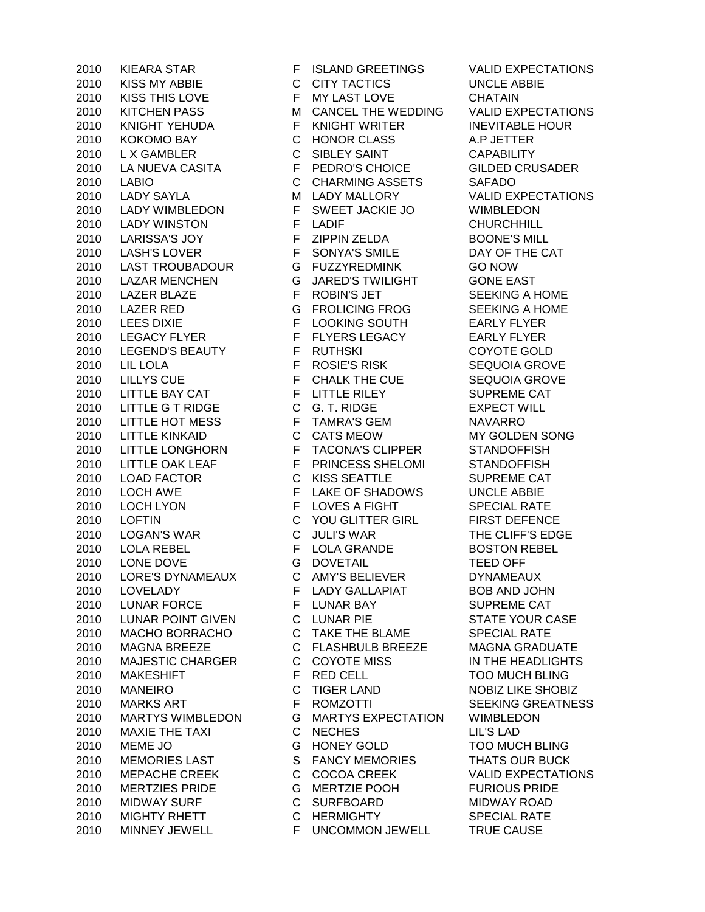| | | | | |
|---|---|---|---|---|
| 2010 | KIEARA STAR | F | ISLAND GREETINGS | VALID EXPECTATIONS |
| 2010 | KISS MY ABBIE | C | CITY TACTICS | UNCLE ABBIE |
| 2010 | KISS THIS LOVE | F | MY LAST LOVE | CHATAIN |
| 2010 | KITCHEN PASS | M | CANCEL THE WEDDING | VALID EXPECTATIONS |
| 2010 | KNIGHT YEHUDA | F | KNIGHT WRITER | INEVITABLE HOUR |
| 2010 | KOKOMO BAY | C | HONOR CLASS | A.P JETTER |
| 2010 | L X GAMBLER | C | SIBLEY SAINT | CAPABILITY |
| 2010 | LA NUEVA CASITA | F | PEDRO'S CHOICE | GILDED CRUSADER |
| 2010 | LABIO | C | CHARMING ASSETS | SAFADO |
| 2010 | LADY SAYLA | M | LADY MALLORY | VALID EXPECTATIONS |
| 2010 | LADY WIMBLEDON | F | SWEET JACKIE JO | WIMBLEDON |
| 2010 | LADY WINSTON | F | LADIF | CHURCHHILL |
| 2010 | LARISSA'S JOY | F | ZIPPIN ZELDA | BOONE'S MILL |
| 2010 | LASH'S LOVER | F | SONYA'S SMILE | DAY OF THE CAT |
| 2010 | LAST TROUBADOUR | G | FUZZYREDMINK | GO NOW |
| 2010 | LAZAR MENCHEN | G | JARED'S TWILIGHT | GONE EAST |
| 2010 | LAZER BLAZE | F | ROBIN'S JET | SEEKING A HOME |
| 2010 | LAZER RED | G | FROLICING FROG | SEEKING A HOME |
| 2010 | LEES DIXIE | F | LOOKING SOUTH | EARLY FLYER |
| 2010 | LEGACY FLYER | F | FLYERS LEGACY | EARLY FLYER |
| 2010 | LEGEND'S BEAUTY | F | RUTHSKI | COYOTE GOLD |
| 2010 | LIL LOLA | F | ROSIE'S RISK | SEQUOIA GROVE |
| 2010 | LILLYS CUE | F | CHALK THE CUE | SEQUOIA GROVE |
| 2010 | LITTLE BAY CAT | F | LITTLE RILEY | SUPREME CAT |
| 2010 | LITTLE G T RIDGE | C | G. T. RIDGE | EXPECT WILL |
| 2010 | LITTLE HOT MESS | F | TAMRA'S GEM | NAVARRO |
| 2010 | LITTLE KINKAID | C | CATS MEOW | MY GOLDEN SONG |
| 2010 | LITTLE LONGHORN | F | TACONA'S CLIPPER | STANDOFFISH |
| 2010 | LITTLE OAK LEAF | F | PRINCESS SHELOMI | STANDOFFISH |
| 2010 | LOAD FACTOR | C | KISS SEATTLE | SUPREME CAT |
| 2010 | LOCH AWE | F | LAKE OF SHADOWS | UNCLE ABBIE |
| 2010 | LOCH LYON | F | LOVES A FIGHT | SPECIAL RATE |
| 2010 | LOFTIN | C | YOU GLITTER GIRL | FIRST DEFENCE |
| 2010 | LOGAN'S WAR | C | JULI'S WAR | THE CLIFF'S EDGE |
| 2010 | LOLA REBEL | F | LOLA GRANDE | BOSTON REBEL |
| 2010 | LONE DOVE | G | DOVETAIL | TEED OFF |
| 2010 | LORE'S DYNAMEAUX | C | AMY'S BELIEVER | DYNAMEAUX |
| 2010 | LOVELADY | F | LADY GALLAPIAT | BOB AND JOHN |
| 2010 | LUNAR FORCE | F | LUNAR BAY | SUPREME CAT |
| 2010 | LUNAR POINT GIVEN | C | LUNAR PIE | STATE YOUR CASE |
| 2010 | MACHO BORRACHO | C | TAKE THE BLAME | SPECIAL RATE |
| 2010 | MAGNA BREEZE | C | FLASHBULB BREEZE | MAGNA GRADUATE |
| 2010 | MAJESTIC CHARGER | C | COYOTE MISS | IN THE HEADLIGHTS |
| 2010 | MAKESHIFT | F | RED CELL | TOO MUCH BLING |
| 2010 | MANEIRO | C | TIGER LAND | NOBIZ LIKE SHOBIZ |
| 2010 | MARKS ART | F | ROMZOTTI | SEEKING GREATNESS |
| 2010 | MARTYS WIMBLEDON | G | MARTYS EXPECTATION | WIMBLEDON |
| 2010 | MAXIE THE TAXI | C | NECHES | LIL'S LAD |
| 2010 | MEME JO | G | HONEY GOLD | TOO MUCH BLING |
| 2010 | MEMORIES LAST | S | FANCY MEMORIES | THATS OUR BUCK |
| 2010 | MEPACHE CREEK | C | COCOA CREEK | VALID EXPECTATIONS |
| 2010 | MERTZIES PRIDE | G | MERTZIE POOH | FURIOUS PRIDE |
| 2010 | MIDWAY SURF | C | SURFBOARD | MIDWAY ROAD |
| 2010 | MIGHTY RHETT | C | HERMIGHTY | SPECIAL RATE |
| 2010 | MINNEY JEWELL | F | UNCOMMON JEWELL | TRUE CAUSE |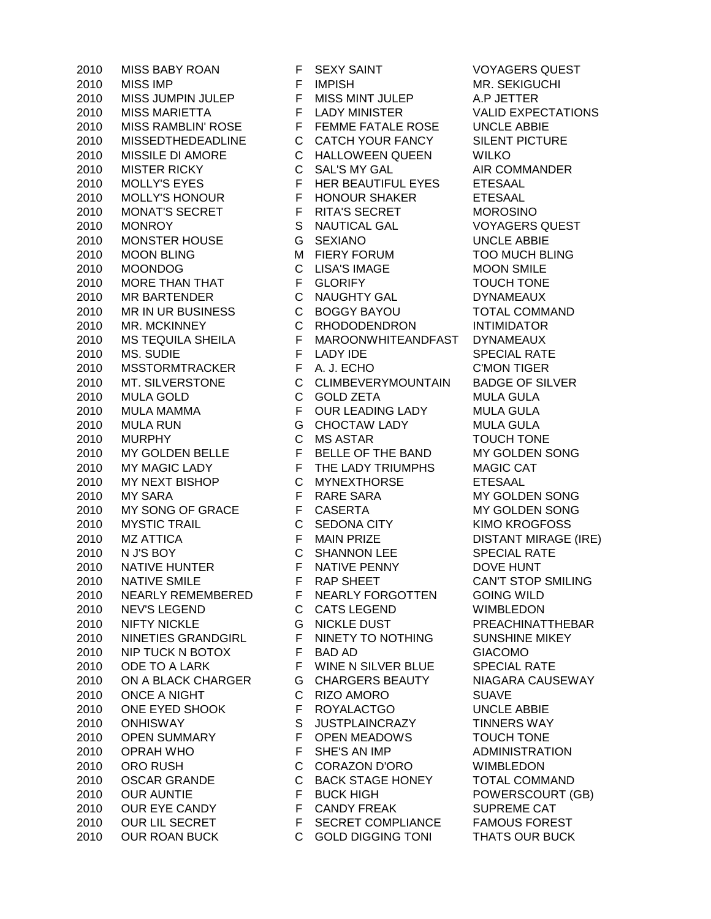| | | | | |
|---|---|---|---|---|
| 2010 | MISS BABY ROAN | F | SEXY SAINT | VOYAGERS QUEST |
| 2010 | MISS IMP | F | IMPISH | MR. SEKIGUCHI |
| 2010 | MISS JUMPIN JULEP | F | MISS MINT JULEP | A.P JETTER |
| 2010 | MISS MARIETTA | F | LADY MINISTER | VALID EXPECTATIONS |
| 2010 | MISS RAMBLIN' ROSE | F | FEMME FATALE ROSE | UNCLE ABBIE |
| 2010 | MISSEDTHEDEADLINE | C | CATCH YOUR FANCY | SILENT PICTURE |
| 2010 | MISSILE DI AMORE | C | HALLOWEEN QUEEN | WILKO |
| 2010 | MISTER RICKY | C | SAL'S MY GAL | AIR COMMANDER |
| 2010 | MOLLY'S EYES | F | HER BEAUTIFUL EYES | ETESAAL |
| 2010 | MOLLY'S HONOUR | F | HONOUR SHAKER | ETESAAL |
| 2010 | MONAT'S SECRET | F | RITA'S SECRET | MOROSINO |
| 2010 | MONROY | S | NAUTICAL GAL | VOYAGERS QUEST |
| 2010 | MONSTER HOUSE | G | SEXIANO | UNCLE ABBIE |
| 2010 | MOON BLING | M | FIERY FORUM | TOO MUCH BLING |
| 2010 | MOONDOG | C | LISA'S IMAGE | MOON SMILE |
| 2010 | MORE THAN THAT | F | GLORIFY | TOUCH TONE |
| 2010 | MR BARTENDER | C | NAUGHTY GAL | DYNAMEAUX |
| 2010 | MR IN UR BUSINESS | C | BOGGY BAYOU | TOTAL COMMAND |
| 2010 | MR. MCKINNEY | C | RHODODENDRON | INTIMIDATOR |
| 2010 | MS TEQUILA SHEILA | F | MAROONWHITEANDFAST | DYNAMEAUX |
| 2010 | MS. SUDIE | F | LADY IDE | SPECIAL RATE |
| 2010 | MSSTORMTRACKER | F | A. J. ECHO | C'MON TIGER |
| 2010 | MT. SILVERSTONE | C | CLIMBEVERYMOUNTAIN | BADGE OF SILVER |
| 2010 | MULA GOLD | C | GOLD ZETA | MULA GULA |
| 2010 | MULA MAMMA | F | OUR LEADING LADY | MULA GULA |
| 2010 | MULA RUN | G | CHOCTAW LADY | MULA GULA |
| 2010 | MURPHY | C | MS ASTAR | TOUCH TONE |
| 2010 | MY GOLDEN BELLE | F | BELLE OF THE BAND | MY GOLDEN SONG |
| 2010 | MY MAGIC LADY | F | THE LADY TRIUMPHS | MAGIC CAT |
| 2010 | MY NEXT BISHOP | C | MYNEXTHORSE | ETESAAL |
| 2010 | MY SARA | F | RARE SARA | MY GOLDEN SONG |
| 2010 | MY SONG OF GRACE | F | CASERTA | MY GOLDEN SONG |
| 2010 | MYSTIC TRAIL | C | SEDONA CITY | KIMO KROGFOSS |
| 2010 | MZ ATTICA | F | MAIN PRIZE | DISTANT MIRAGE (IRE) |
| 2010 | N J'S BOY | C | SHANNON LEE | SPECIAL RATE |
| 2010 | NATIVE HUNTER | F | NATIVE PENNY | DOVE HUNT |
| 2010 | NATIVE SMILE | F | RAP SHEET | CAN'T STOP SMILING |
| 2010 | NEARLY REMEMBERED | F | NEARLY FORGOTTEN | GOING WILD |
| 2010 | NEV'S LEGEND | C | CATS LEGEND | WIMBLEDON |
| 2010 | NIFTY NICKLE | G | NICKLE DUST | PREACHINATTHEBAR |
| 2010 | NINETIES GRANDGIRL | F | NINETY TO NOTHING | SUNSHINE MIKEY |
| 2010 | NIP TUCK N BOTOX | F | BAD AD | GIACOMO |
| 2010 | ODE TO A LARK | F | WINE N SILVER BLUE | SPECIAL RATE |
| 2010 | ON A BLACK CHARGER | G | CHARGERS BEAUTY | NIAGARA CAUSEWAY |
| 2010 | ONCE A NIGHT | C | RIZO AMORO | SUAVE |
| 2010 | ONE EYED SHOOK | F | ROYALACTGO | UNCLE ABBIE |
| 2010 | ONHISWAY | S | JUSTPLAINCRAZY | TINNERS WAY |
| 2010 | OPEN SUMMARY | F | OPEN MEADOWS | TOUCH TONE |
| 2010 | OPRAH WHO | F | SHE'S AN IMP | ADMINISTRATION |
| 2010 | ORO RUSH | C | CORAZON D'ORO | WIMBLEDON |
| 2010 | OSCAR GRANDE | C | BACK STAGE HONEY | TOTAL COMMAND |
| 2010 | OUR AUNTIE | F | BUCK HIGH | POWERSCOURT (GB) |
| 2010 | OUR EYE CANDY | F | CANDY FREAK | SUPREME CAT |
| 2010 | OUR LIL SECRET | F | SECRET COMPLIANCE | FAMOUS FOREST |
| 2010 | OUR ROAN BUCK | C | GOLD DIGGING TONI | THATS OUR BUCK |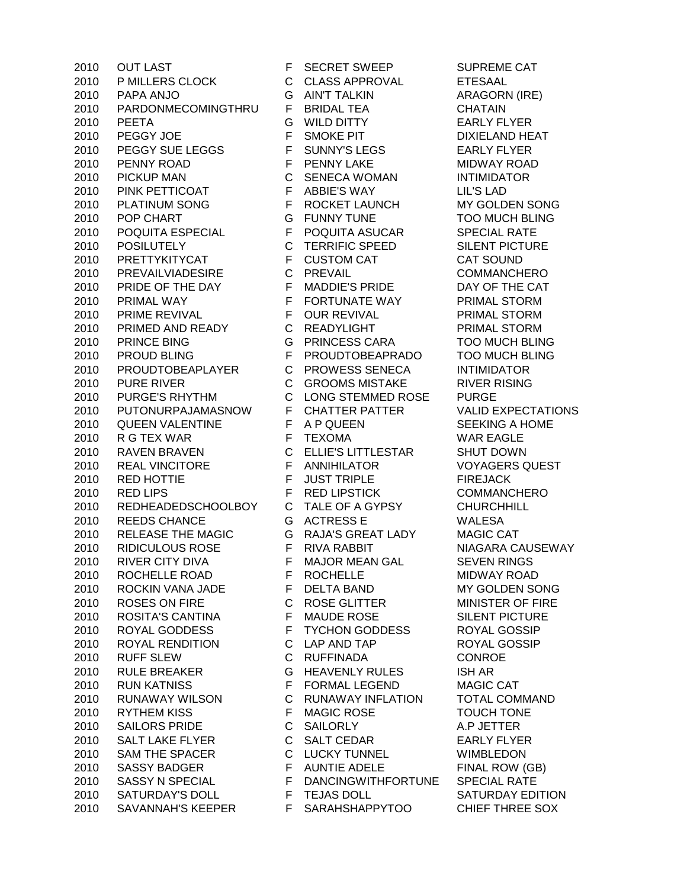| | | | | |
|---|---|---|---|---|
| 2010 | OUT LAST | F | SECRET SWEEP | SUPREME CAT |
| 2010 | P MILLERS CLOCK | C | CLASS APPROVAL | ETESAAL |
| 2010 | PAPA ANJO | G | AIN'T TALKIN | ARAGORN (IRE) |
| 2010 | PARDONMECOMINGTHRU | F | BRIDAL TEA | CHATAIN |
| 2010 | PEETA | G | WILD DITTY | EARLY FLYER |
| 2010 | PEGGY JOE | F | SMOKE PIT | DIXIELAND HEAT |
| 2010 | PEGGY SUE LEGGS | F | SUNNY'S LEGS | EARLY FLYER |
| 2010 | PENNY ROAD | F | PENNY LAKE | MIDWAY ROAD |
| 2010 | PICKUP MAN | C | SENECA WOMAN | INTIMIDATOR |
| 2010 | PINK PETTICOAT | F | ABBIE'S WAY | LIL'S LAD |
| 2010 | PLATINUM SONG | F | ROCKET LAUNCH | MY GOLDEN SONG |
| 2010 | POP CHART | G | FUNNY TUNE | TOO MUCH BLING |
| 2010 | POQUITA ESPECIAL | F | POQUITA ASUCAR | SPECIAL RATE |
| 2010 | POSILUTELY | C | TERRIFIC SPEED | SILENT PICTURE |
| 2010 | PRETTYKITYCAT | F | CUSTOM CAT | CAT SOUND |
| 2010 | PREVAILVIADESIRE | C | PREVAIL | COMMANCHERO |
| 2010 | PRIDE OF THE DAY | F | MADDIE'S PRIDE | DAY OF THE CAT |
| 2010 | PRIMAL WAY | F | FORTUNATE WAY | PRIMAL STORM |
| 2010 | PRIME REVIVAL | F | OUR REVIVAL | PRIMAL STORM |
| 2010 | PRIMED AND READY | C | READYLIGHT | PRIMAL STORM |
| 2010 | PRINCE BING | G | PRINCESS CARA | TOO MUCH BLING |
| 2010 | PROUD BLING | F | PROUDTOBEAPRADO | TOO MUCH BLING |
| 2010 | PROUDTOBEAPLAYER | C | PROWESS SENECA | INTIMIDATOR |
| 2010 | PURE RIVER | C | GROOMS MISTAKE | RIVER RISING |
| 2010 | PURGE'S RHYTHM | C | LONG STEMMED ROSE | PURGE |
| 2010 | PUTONURPAJAMASNOW | F | CHATTER PATTER | VALID EXPECTATIONS |
| 2010 | QUEEN VALENTINE | F | A P QUEEN | SEEKING A HOME |
| 2010 | R G TEX WAR | F | TEXOMA | WAR EAGLE |
| 2010 | RAVEN BRAVEN | C | ELLIE'S LITTLESTAR | SHUT DOWN |
| 2010 | REAL VINCITORE | F | ANNIHILATOR | VOYAGERS QUEST |
| 2010 | RED HOTTIE | F | JUST TRIPLE | FIREJACK |
| 2010 | RED LIPS | F | RED LIPSTICK | COMMANCHERO |
| 2010 | REDHEADEDSCHOOLBOY | C | TALE OF A GYPSY | CHURCHHILL |
| 2010 | REEDS CHANCE | G | ACTRESS E | WALESA |
| 2010 | RELEASE THE MAGIC | G | RAJA'S GREAT LADY | MAGIC CAT |
| 2010 | RIDICULOUS ROSE | F | RIVA RABBIT | NIAGARA CAUSEWAY |
| 2010 | RIVER CITY DIVA | F | MAJOR MEAN GAL | SEVEN RINGS |
| 2010 | ROCHELLE ROAD | F | ROCHELLE | MIDWAY ROAD |
| 2010 | ROCKIN VANA JADE | F | DELTA BAND | MY GOLDEN SONG |
| 2010 | ROSES ON FIRE | C | ROSE GLITTER | MINISTER OF FIRE |
| 2010 | ROSITA'S CANTINA | F | MAUDE ROSE | SILENT PICTURE |
| 2010 | ROYAL GODDESS | F | TYCHON GODDESS | ROYAL GOSSIP |
| 2010 | ROYAL RENDITION | C | LAP AND TAP | ROYAL GOSSIP |
| 2010 | RUFF SLEW | C | RUFFINADA | CONROE |
| 2010 | RULE BREAKER | G | HEAVENLY RULES | ISH AR |
| 2010 | RUN KATNISS | F | FORMAL LEGEND | MAGIC CAT |
| 2010 | RUNAWAY WILSON | C | RUNAWAY INFLATION | TOTAL COMMAND |
| 2010 | RYTHEM KISS | F | MAGIC ROSE | TOUCH TONE |
| 2010 | SAILORS PRIDE | C | SAILORLY | A.P JETTER |
| 2010 | SALT LAKE FLYER | C | SALT CEDAR | EARLY FLYER |
| 2010 | SAM THE SPACER | C | LUCKY TUNNEL | WIMBLEDON |
| 2010 | SASSY BADGER | F | AUNTIE ADELE | FINAL ROW (GB) |
| 2010 | SASSY N SPECIAL | F | DANCINGWITHFORTUNE | SPECIAL RATE |
| 2010 | SATURDAY'S DOLL | F | TEJAS DOLL | SATURDAY EDITION |
| 2010 | SAVANNAH'S KEEPER | F | SARAHSHAPPYTOO | CHIEF THREE SOX |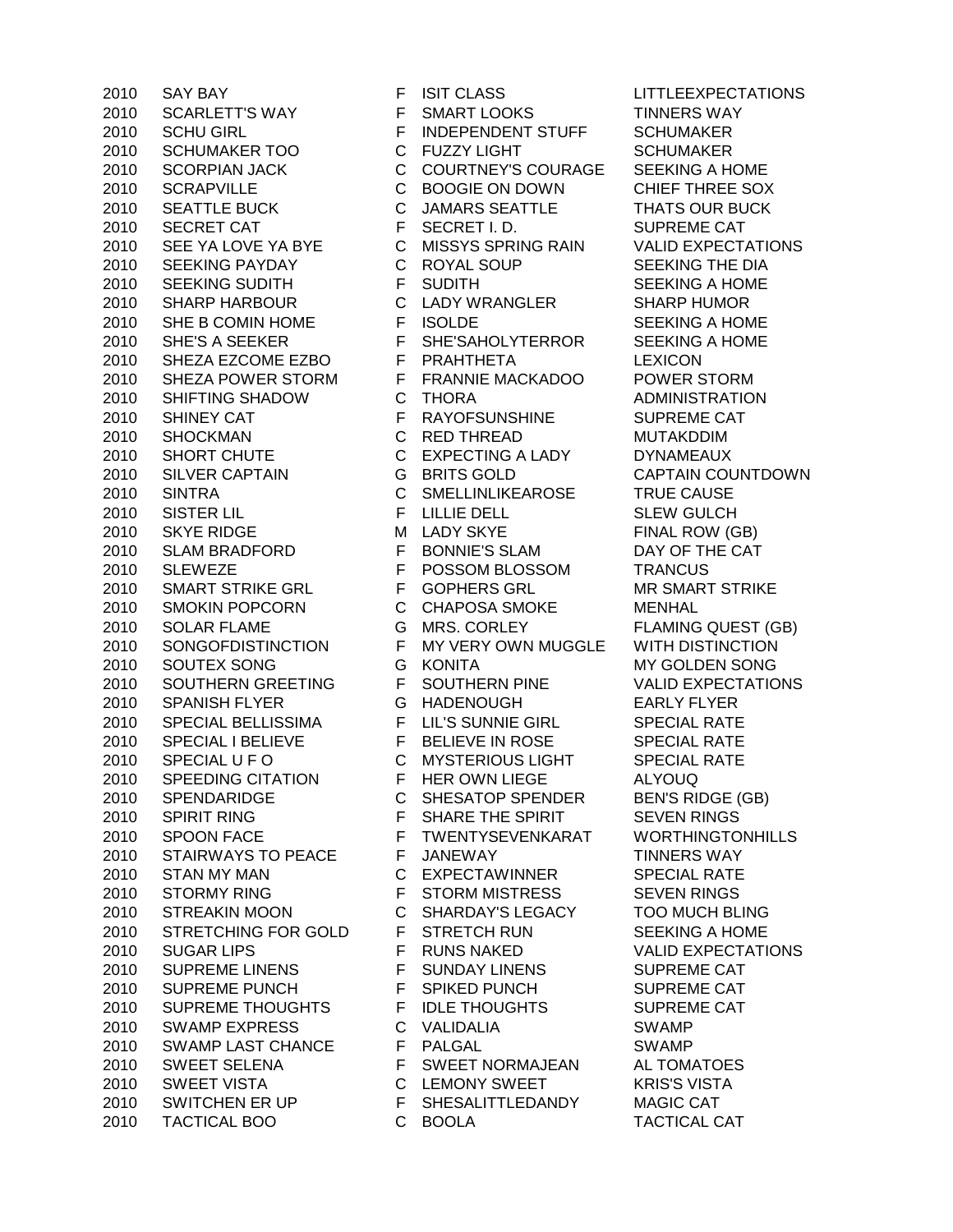| | | | | |
|---|---|---|---|---|
| 2010 | SAY BAY | F | ISIT CLASS | LITTLEEXPECTATIONS |
| 2010 | SCARLETT'S WAY | F | SMART LOOKS | TINNERS WAY |
| 2010 | SCHU GIRL | F | INDEPENDENT STUFF | SCHUMAKER |
| 2010 | SCHUMAKER TOO | C | FUZZY LIGHT | SCHUMAKER |
| 2010 | SCORPIAN JACK | C | COURTNEY'S COURAGE | SEEKING A HOME |
| 2010 | SCRAPVILLE | C | BOOGIE ON DOWN | CHIEF THREE SOX |
| 2010 | SEATTLE BUCK | C | JAMARS SEATTLE | THATS OUR BUCK |
| 2010 | SECRET CAT | F | SECRET I. D. | SUPREME CAT |
| 2010 | SEE YA LOVE YA BYE | C | MISSYS SPRING RAIN | VALID EXPECTATIONS |
| 2010 | SEEKING PAYDAY | C | ROYAL SOUP | SEEKING THE DIA |
| 2010 | SEEKING SUDITH | F | SUDITH | SEEKING A HOME |
| 2010 | SHARP HARBOUR | C | LADY WRANGLER | SHARP HUMOR |
| 2010 | SHE B COMIN HOME | F | ISOLDE | SEEKING A HOME |
| 2010 | SHE'S A SEEKER | F | SHE'SAHOLYTERROR | SEEKING A HOME |
| 2010 | SHEZA EZCOME EZBO | F | PRAHTHETA | LEXICON |
| 2010 | SHEZA POWER STORM | F | FRANNIE MACKADOO | POWER STORM |
| 2010 | SHIFTING SHADOW | C | THORA | ADMINISTRATION |
| 2010 | SHINEY CAT | F | RAYOFSUNSHINE | SUPREME CAT |
| 2010 | SHOCKMAN | C | RED THREAD | MUTAKDDIM |
| 2010 | SHORT CHUTE | C | EXPECTING A LADY | DYNAMEAUX |
| 2010 | SILVER CAPTAIN | G | BRITS GOLD | CAPTAIN COUNTDOWN |
| 2010 | SINTRA | C | SMELLINLIKEAROSE | TRUE CAUSE |
| 2010 | SISTER LIL | F | LILLIE DELL | SLEW GULCH |
| 2010 | SKYE RIDGE | M | LADY SKYE | FINAL ROW (GB) |
| 2010 | SLAM BRADFORD | F | BONNIE'S SLAM | DAY OF THE CAT |
| 2010 | SLEWEZE | F | POSSOM BLOSSOM | TRANCUS |
| 2010 | SMART STRIKE GRL | F | GOPHERS GRL | MR SMART STRIKE |
| 2010 | SMOKIN POPCORN | C | CHAPOSA SMOKE | MENHAL |
| 2010 | SOLAR FLAME | G | MRS. CORLEY | FLAMING QUEST (GB) |
| 2010 | SONGOFDISTINCTION | F | MY VERY OWN MUGGLE | WITH DISTINCTION |
| 2010 | SOUTEX SONG | G | KONITA | MY GOLDEN SONG |
| 2010 | SOUTHERN GREETING | F | SOUTHERN PINE | VALID EXPECTATIONS |
| 2010 | SPANISH FLYER | G | HADENOUGH | EARLY FLYER |
| 2010 | SPECIAL BELLISSIMA | F | LIL'S SUNNIE GIRL | SPECIAL RATE |
| 2010 | SPECIAL I BELIEVE | F | BELIEVE IN ROSE | SPECIAL RATE |
| 2010 | SPECIAL U F O | C | MYSTERIOUS LIGHT | SPECIAL RATE |
| 2010 | SPEEDING CITATION | F | HER OWN LIEGE | ALYOUQ |
| 2010 | SPENDARIDGE | C | SHESATOP SPENDER | BEN'S RIDGE (GB) |
| 2010 | SPIRIT RING | F | SHARE THE SPIRIT | SEVEN RINGS |
| 2010 | SPOON FACE | F | TWENTYSEVENKARAT | WORTHINGTONHILLS |
| 2010 | STAIRWAYS TO PEACE | F | JANEWAY | TINNERS WAY |
| 2010 | STAN MY MAN | C | EXPECTAWINNER | SPECIAL RATE |
| 2010 | STORMY RING | F | STORM MISTRESS | SEVEN RINGS |
| 2010 | STREAKIN MOON | C | SHARDAY'S LEGACY | TOO MUCH BLING |
| 2010 | STRETCHING FOR GOLD | F | STRETCH RUN | SEEKING A HOME |
| 2010 | SUGAR LIPS | F | RUNS NAKED | VALID EXPECTATIONS |
| 2010 | SUPREME LINENS | F | SUNDAY LINENS | SUPREME CAT |
| 2010 | SUPREME PUNCH | F | SPIKED PUNCH | SUPREME CAT |
| 2010 | SUPREME THOUGHTS | F | IDLE THOUGHTS | SUPREME CAT |
| 2010 | SWAMP EXPRESS | C | VALIDALIA | SWAMP |
| 2010 | SWAMP LAST CHANCE | F | PALGAL | SWAMP |
| 2010 | SWEET SELENA | F | SWEET NORMAJEAN | AL TOMATOES |
| 2010 | SWEET VISTA | C | LEMONY SWEET | KRIS'S VISTA |
| 2010 | SWITCHEN ER UP | F | SHESALITTLEDANDY | MAGIC CAT |
| 2010 | TACTICAL BOO | C | BOOLA | TACTICAL CAT |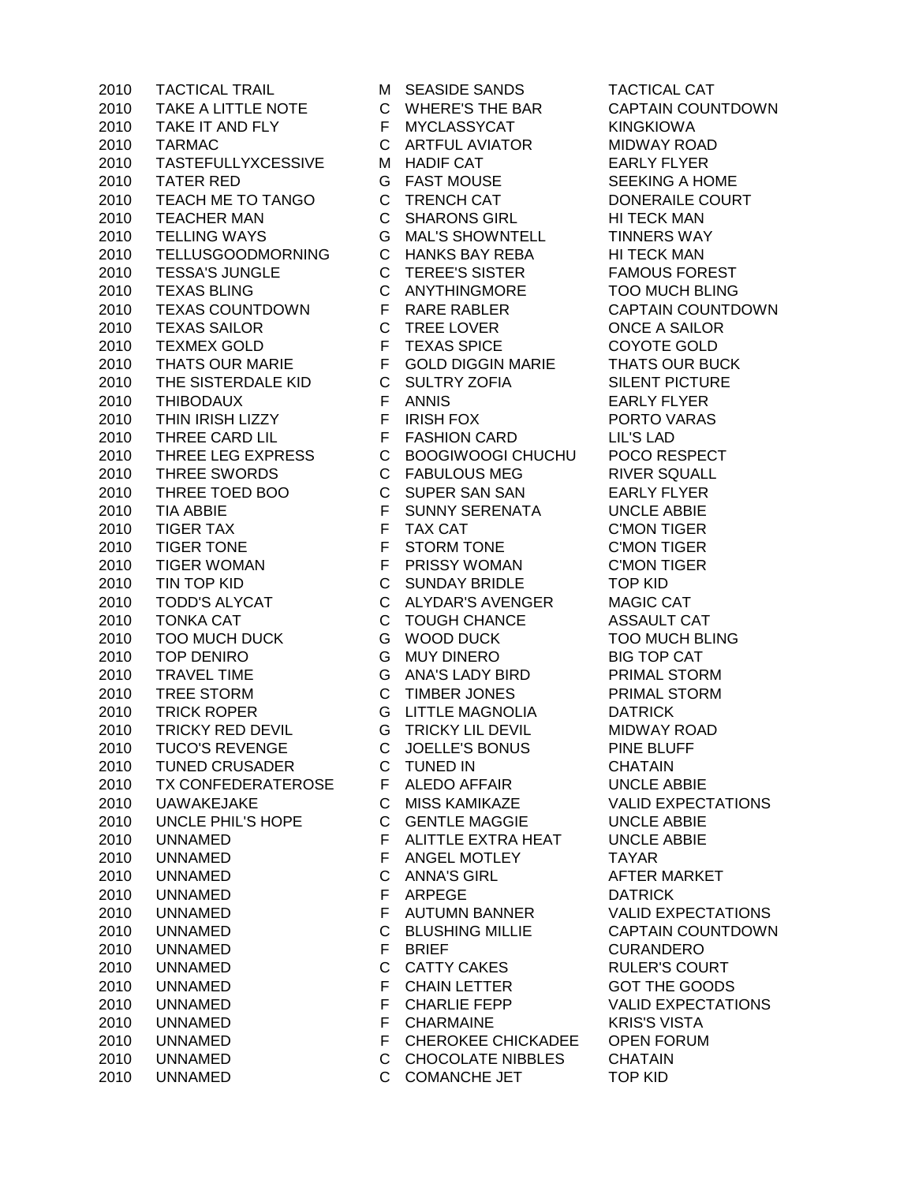| | | | | |
|---|---|---|---|---|
| 2010 | TACTICAL TRAIL | M | SEASIDE SANDS | TACTICAL CAT |
| 2010 | TAKE A LITTLE NOTE | C | WHERE'S THE BAR | CAPTAIN COUNTDOWN |
| 2010 | TAKE IT AND FLY | F | MYCLASSYCAT | KINGKIOWA |
| 2010 | TARMAC | C | ARTFUL AVIATOR | MIDWAY ROAD |
| 2010 | TASTEFULLYXCESSIVE | M | HADIF CAT | EARLY FLYER |
| 2010 | TATER RED | G | FAST MOUSE | SEEKING A HOME |
| 2010 | TEACH ME TO TANGO | C | TRENCH CAT | DONERAILE COURT |
| 2010 | TEACHER MAN | C | SHARONS GIRL | HI TECK MAN |
| 2010 | TELLING WAYS | G | MAL'S SHOWNTELL | TINNERS WAY |
| 2010 | TELLUSGOODMORNING | C | HANKS BAY REBA | HI TECK MAN |
| 2010 | TESSA'S JUNGLE | C | TEREE'S SISTER | FAMOUS FOREST |
| 2010 | TEXAS BLING | C | ANYTHINGMORE | TOO MUCH BLING |
| 2010 | TEXAS COUNTDOWN | F | RARE RABLER | CAPTAIN COUNTDOWN |
| 2010 | TEXAS SAILOR | C | TREE LOVER | ONCE A SAILOR |
| 2010 | TEXMEX GOLD | F | TEXAS SPICE | COYOTE GOLD |
| 2010 | THATS OUR MARIE | F | GOLD DIGGIN MARIE | THATS OUR BUCK |
| 2010 | THE SISTERDALE KID | C | SULTRY ZOFIA | SILENT PICTURE |
| 2010 | THIBODAUX | F | ANNIS | EARLY FLYER |
| 2010 | THIN IRISH LIZZY | F | IRISH FOX | PORTO VARAS |
| 2010 | THREE CARD LIL | F | FASHION CARD | LIL'S LAD |
| 2010 | THREE LEG EXPRESS | C | BOOGIWOOGI CHUCHU | POCO RESPECT |
| 2010 | THREE SWORDS | C | FABULOUS MEG | RIVER SQUALL |
| 2010 | THREE TOED BOO | C | SUPER SAN SAN | EARLY FLYER |
| 2010 | TIA ABBIE | F | SUNNY SERENATA | UNCLE ABBIE |
| 2010 | TIGER TAX | F | TAX CAT | C'MON TIGER |
| 2010 | TIGER TONE | F | STORM TONE | C'MON TIGER |
| 2010 | TIGER WOMAN | F | PRISSY WOMAN | C'MON TIGER |
| 2010 | TIN TOP KID | C | SUNDAY BRIDLE | TOP KID |
| 2010 | TODD'S ALYCAT | C | ALYDAR'S AVENGER | MAGIC CAT |
| 2010 | TONKA CAT | C | TOUGH CHANCE | ASSAULT CAT |
| 2010 | TOO MUCH DUCK | G | WOOD DUCK | TOO MUCH BLING |
| 2010 | TOP DENIRO | G | MUY DINERO | BIG TOP CAT |
| 2010 | TRAVEL TIME | G | ANA'S LADY BIRD | PRIMAL STORM |
| 2010 | TREE STORM | C | TIMBER JONES | PRIMAL STORM |
| 2010 | TRICK ROPER | G | LITTLE MAGNOLIA | DATRICK |
| 2010 | TRICKY RED DEVIL | G | TRICKY LIL DEVIL | MIDWAY ROAD |
| 2010 | TUCO'S REVENGE | C | JOELLE'S BONUS | PINE BLUFF |
| 2010 | TUNED CRUSADER | C | TUNED IN | CHATAIN |
| 2010 | TX CONFEDERATEROSE | F | ALEDO AFFAIR | UNCLE ABBIE |
| 2010 | UAWAKEJAKE | C | MISS KAMIKAZE | VALID EXPECTATIONS |
| 2010 | UNCLE PHIL'S HOPE | C | GENTLE MAGGIE | UNCLE ABBIE |
| 2010 | UNNAMED | F | ALITTLE EXTRA HEAT | UNCLE ABBIE |
| 2010 | UNNAMED | F | ANGEL MOTLEY | TAYAR |
| 2010 | UNNAMED | C | ANNA'S GIRL | AFTER MARKET |
| 2010 | UNNAMED | F | ARPEGE | DATRICK |
| 2010 | UNNAMED | F | AUTUMN BANNER | VALID EXPECTATIONS |
| 2010 | UNNAMED | C | BLUSHING MILLIE | CAPTAIN COUNTDOWN |
| 2010 | UNNAMED | F | BRIEF | CURANDERO |
| 2010 | UNNAMED | C | CATTY CAKES | RULER'S COURT |
| 2010 | UNNAMED | F | CHAIN LETTER | GOT THE GOODS |
| 2010 | UNNAMED | F | CHARLIE FEPP | VALID EXPECTATIONS |
| 2010 | UNNAMED | F | CHARMAINE | KRIS'S VISTA |
| 2010 | UNNAMED | F | CHEROKEE CHICKADEE | OPEN FORUM |
| 2010 | UNNAMED | C | CHOCOLATE NIBBLES | CHATAIN |
| 2010 | UNNAMED | C | COMANCHE JET | TOP KID |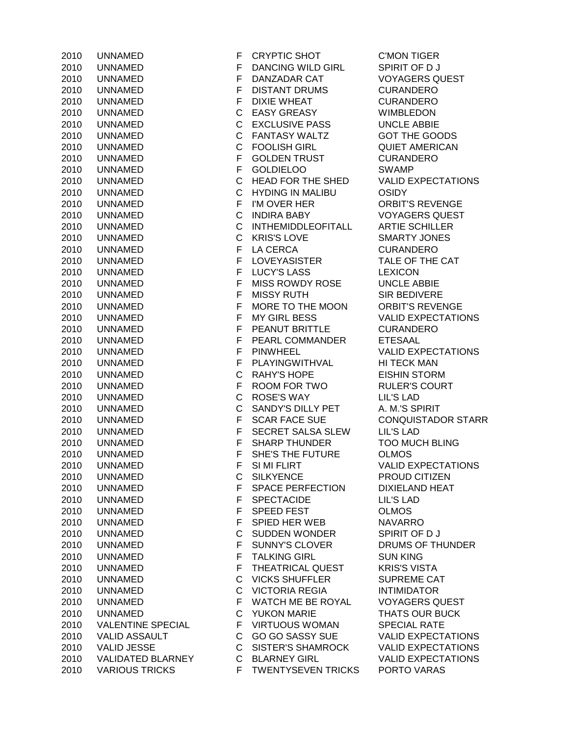| | | | | |
|---|---|---|---|---|
| 2010 | UNNAMED | F | CRYPTIC SHOT | C'MON TIGER |
| 2010 | UNNAMED | F | DANCING WILD GIRL | SPIRIT OF D J |
| 2010 | UNNAMED | F | DANZADAR CAT | VOYAGERS QUEST |
| 2010 | UNNAMED | F | DISTANT DRUMS | CURANDERO |
| 2010 | UNNAMED | F | DIXIE WHEAT | CURANDERO |
| 2010 | UNNAMED | C | EASY GREASY | WIMBLEDON |
| 2010 | UNNAMED | C | EXCLUSIVE PASS | UNCLE ABBIE |
| 2010 | UNNAMED | C | FANTASY WALTZ | GOT THE GOODS |
| 2010 | UNNAMED | C | FOOLISH GIRL | QUIET AMERICAN |
| 2010 | UNNAMED | F | GOLDEN TRUST | CURANDERO |
| 2010 | UNNAMED | F | GOLDIELOO | SWAMP |
| 2010 | UNNAMED | C | HEAD FOR THE SHED | VALID EXPECTATIONS |
| 2010 | UNNAMED | C | HYDING IN MALIBU | OSIDY |
| 2010 | UNNAMED | F | I'M OVER HER | ORBIT'S REVENGE |
| 2010 | UNNAMED | C | INDIRA BABY | VOYAGERS QUEST |
| 2010 | UNNAMED | C | INTHEMIDDLEOFITALL | ARTIE SCHILLER |
| 2010 | UNNAMED | C | KRIS'S LOVE | SMARTY JONES |
| 2010 | UNNAMED | F | LA CERCA | CURANDERO |
| 2010 | UNNAMED | F | LOVEYASISTER | TALE OF THE CAT |
| 2010 | UNNAMED | F | LUCY'S LASS | LEXICON |
| 2010 | UNNAMED | F | MISS ROWDY ROSE | UNCLE ABBIE |
| 2010 | UNNAMED | F | MISSY RUTH | SIR BEDIVERE |
| 2010 | UNNAMED | F | MORE TO THE MOON | ORBIT'S REVENGE |
| 2010 | UNNAMED | F | MY GIRL BESS | VALID EXPECTATIONS |
| 2010 | UNNAMED | F | PEANUT BRITTLE | CURANDERO |
| 2010 | UNNAMED | F | PEARL COMMANDER | ETESAAL |
| 2010 | UNNAMED | F | PINWHEEL | VALID EXPECTATIONS |
| 2010 | UNNAMED | F | PLAYINGWITHVAL | HI TECK MAN |
| 2010 | UNNAMED | C | RAHY'S HOPE | EISHIN STORM |
| 2010 | UNNAMED | F | ROOM FOR TWO | RULER'S COURT |
| 2010 | UNNAMED | C | ROSE'S WAY | LIL'S LAD |
| 2010 | UNNAMED | C | SANDY'S DILLY PET | A. M.'S SPIRIT |
| 2010 | UNNAMED | F | SCAR FACE SUE | CONQUISTADOR STARR |
| 2010 | UNNAMED | F | SECRET SALSA SLEW | LIL'S LAD |
| 2010 | UNNAMED | F | SHARP THUNDER | TOO MUCH BLING |
| 2010 | UNNAMED | F | SHE'S THE FUTURE | OLMOS |
| 2010 | UNNAMED | F | SI MI FLIRT | VALID EXPECTATIONS |
| 2010 | UNNAMED | C | SILKYENCE | PROUD CITIZEN |
| 2010 | UNNAMED | F | SPACE PERFECTION | DIXIELAND HEAT |
| 2010 | UNNAMED | F | SPECTACIDE | LIL'S LAD |
| 2010 | UNNAMED | F | SPEED FEST | OLMOS |
| 2010 | UNNAMED | F | SPIED HER WEB | NAVARRO |
| 2010 | UNNAMED | C | SUDDEN WONDER | SPIRIT OF D J |
| 2010 | UNNAMED | F | SUNNY'S CLOVER | DRUMS OF THUNDER |
| 2010 | UNNAMED | F | TALKING GIRL | SUN KING |
| 2010 | UNNAMED | F | THEATRICAL QUEST | KRIS'S VISTA |
| 2010 | UNNAMED | C | VICKS SHUFFLER | SUPREME CAT |
| 2010 | UNNAMED | C | VICTORIA REGIA | INTIMIDATOR |
| 2010 | UNNAMED | F | WATCH ME BE ROYAL | VOYAGERS QUEST |
| 2010 | UNNAMED | C | YUKON MARIE | THATS OUR BUCK |
| 2010 | VALENTINE SPECIAL | F | VIRTUOUS WOMAN | SPECIAL RATE |
| 2010 | VALID ASSAULT | C | GO GO SASSY SUE | VALID EXPECTATIONS |
| 2010 | VALID JESSE | C | SISTER'S SHAMROCK | VALID EXPECTATIONS |
| 2010 | VALIDATED BLARNEY | C | BLARNEY GIRL | VALID EXPECTATIONS |
| 2010 | VARIOUS TRICKS | F | TWENTYSEVEN TRICKS | PORTO VARAS |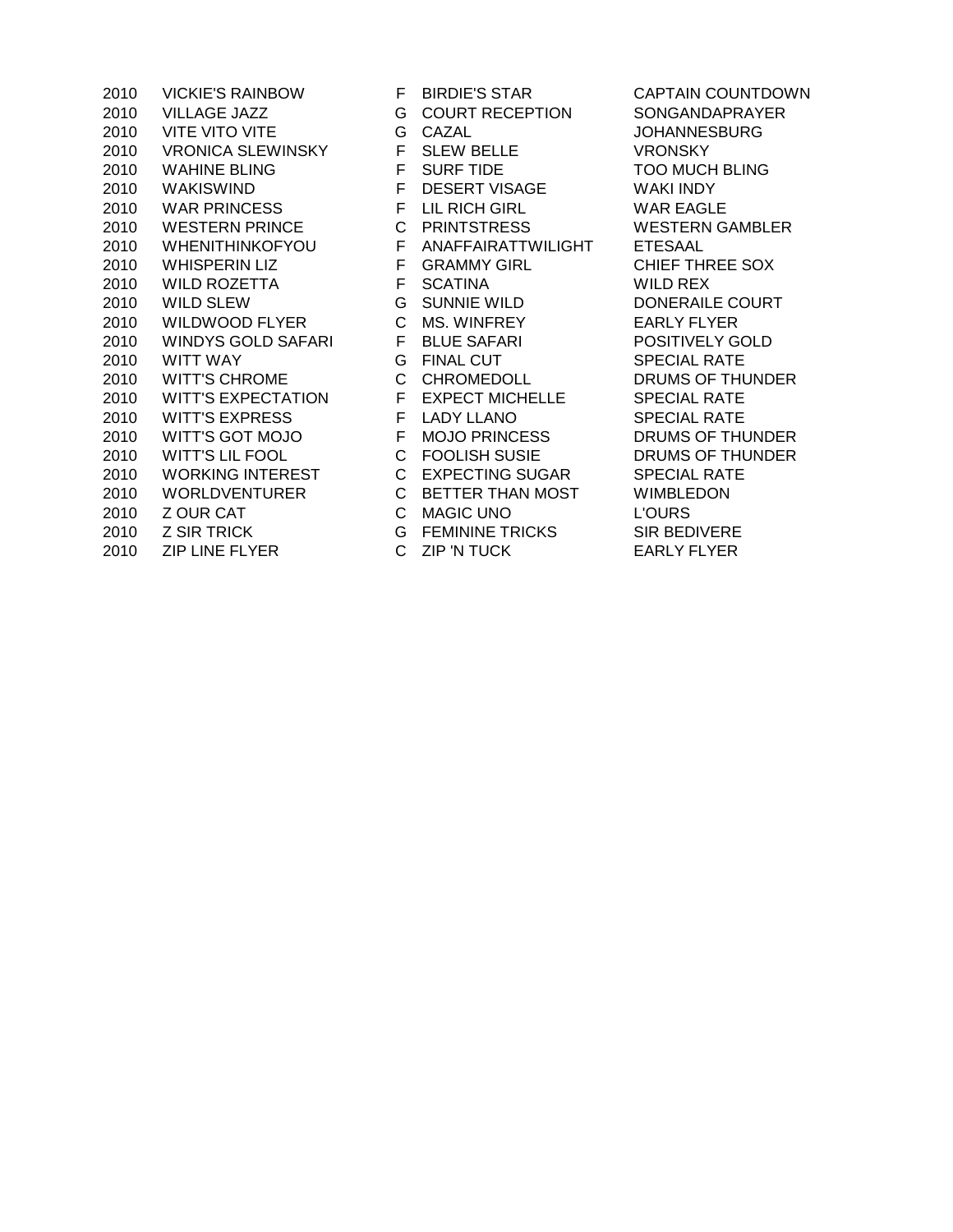| | | | | |
|---|---|---|---|---|
| 2010 | VICKIE'S RAINBOW | F | BIRDIE'S STAR | CAPTAIN COUNTDOWN |
| 2010 | VILLAGE JAZZ | G | COURT RECEPTION | SONGANDAPRAYER |
| 2010 | VITE VITO VITE | G | CAZAL | JOHANNESBURG |
| 2010 | VRONICA SLEWINSKY | F | SLEW BELLE | VRONSKY |
| 2010 | WAHINE BLING | F | SURF TIDE | TOO MUCH BLING |
| 2010 | WAKISWIND | F | DESERT VISAGE | WAKI INDY |
| 2010 | WAR PRINCESS | F | LIL RICH GIRL | WAR EAGLE |
| 2010 | WESTERN PRINCE | C | PRINTSTRESS | WESTERN GAMBLER |
| 2010 | WHENITHINKOFYOU | F | ANAFFAIRATTWILIGHT | ETESAAL |
| 2010 | WHISPERIN LIZ | F | GRAMMY GIRL | CHIEF THREE SOX |
| 2010 | WILD ROZETTA | F | SCATINA | WILD REX |
| 2010 | WILD SLEW | G | SUNNIE WILD | DONERAILE COURT |
| 2010 | WILDWOOD FLYER | C | MS. WINFREY | EARLY FLYER |
| 2010 | WINDYS GOLD SAFARI | F | BLUE SAFARI | POSITIVELY GOLD |
| 2010 | WITT WAY | G | FINAL CUT | SPECIAL RATE |
| 2010 | WITT'S CHROME | C | CHROMEDOLL | DRUMS OF THUNDER |
| 2010 | WITT'S EXPECTATION | F | EXPECT MICHELLE | SPECIAL RATE |
| 2010 | WITT'S EXPRESS | F | LADY LLANO | SPECIAL RATE |
| 2010 | WITT'S GOT MOJO | F | MOJO PRINCESS | DRUMS OF THUNDER |
| 2010 | WITT'S LIL FOOL | C | FOOLISH SUSIE | DRUMS OF THUNDER |
| 2010 | WORKING INTEREST | C | EXPECTING SUGAR | SPECIAL RATE |
| 2010 | WORLDVENTURER | C | BETTER THAN MOST | WIMBLEDON |
| 2010 | Z OUR CAT | C | MAGIC UNO | L'OURS |
| 2010 | Z SIR TRICK | G | FEMININE TRICKS | SIR BEDIVERE |
| 2010 | ZIP LINE FLYER | C | ZIP 'N TUCK | EARLY FLYER |